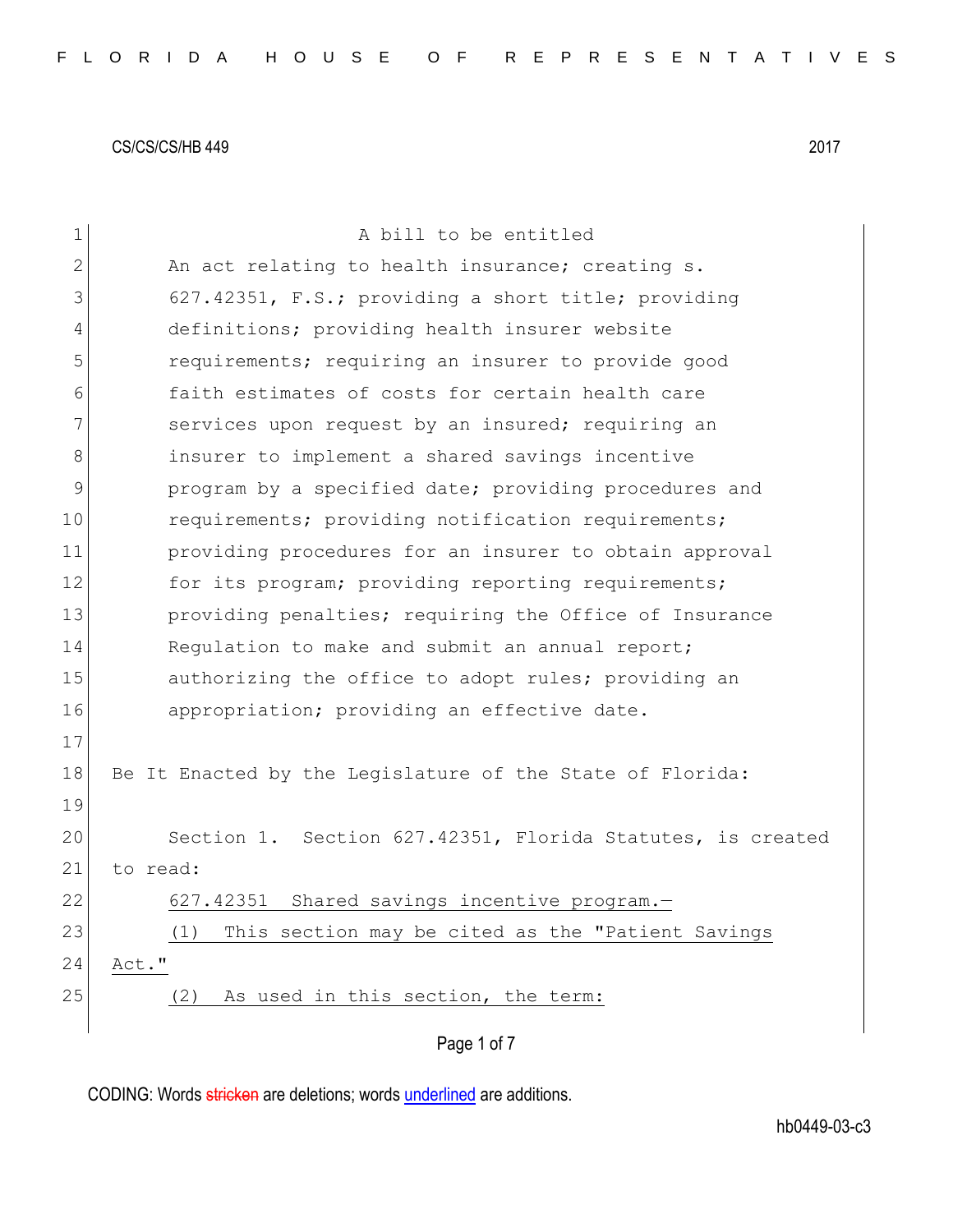CS/CS/CS/HB 449 2017

A bill to be entitled

An act relating to health insurance; creating s. 627.42351, F.S.; providing a short title; providing definitions; providing health insurer website requirements; requiring an insurer to provide good faith estimates of costs for certain health care services upon request by an insured; requiring an insurer to implement a shared savings incentive program by a specified date; providing procedures and requirements; providing notification requirements; providing procedures for an insurer to obtain approval for its program; providing reporting requirements; providing penalties; requiring the Office of Insurance Regulation to make and submit an annual report; authorizing the office to adopt rules; providing an appropriation; providing an effective date.

Be It Enacted by the Legislature of the State of Florida:

Section 1. Section 627.42351, Florida Statutes, is created to read:

627.42351 Shared savings incentive program.—

(1) This section may be cited as the "Patient Savings Act."

(2) As used in this section, the term:

CODING: Words stricken are deletions; words underlined are additions.

hb0449-03-c3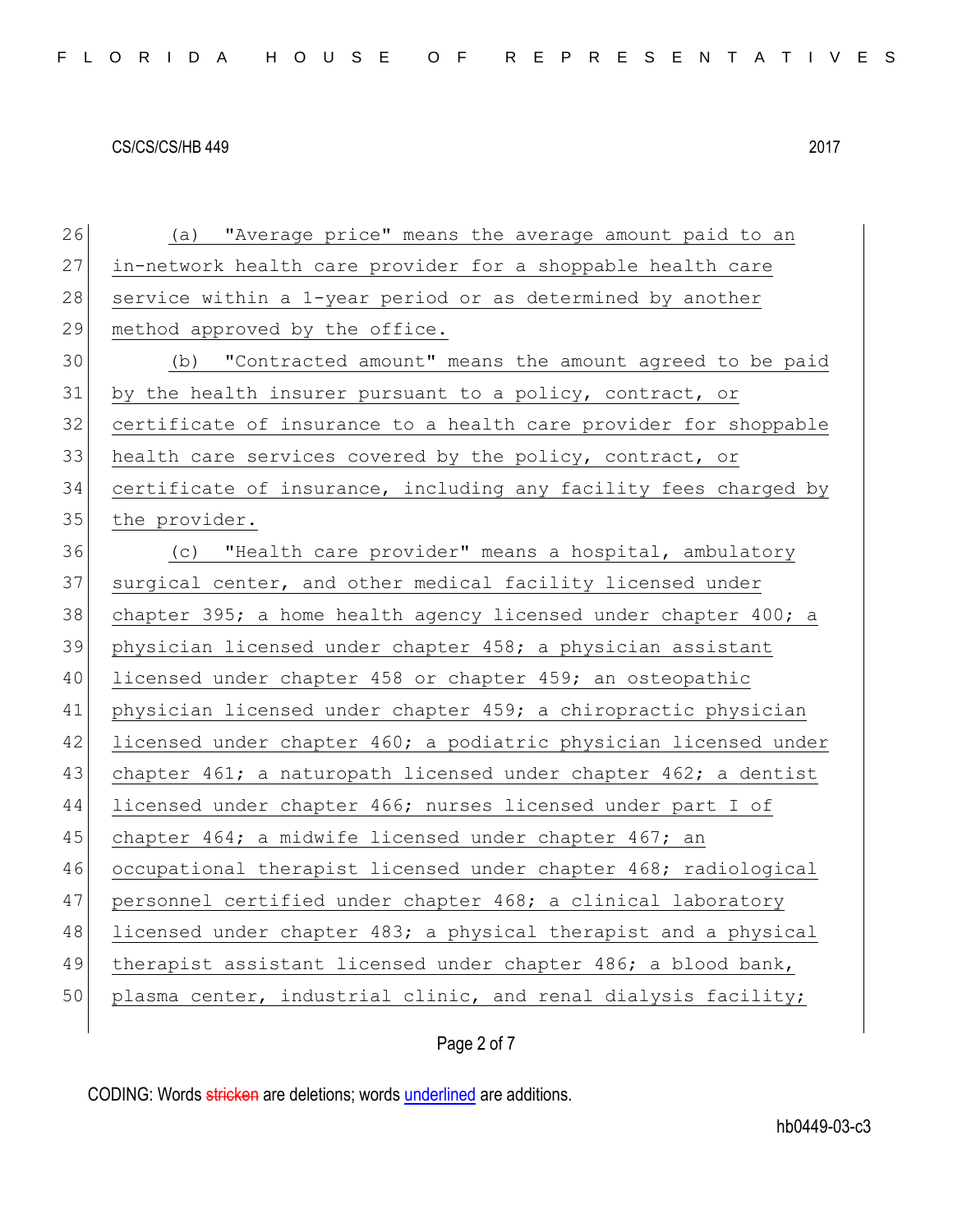(a) "Average price" means the average amount paid to an in-network health care provider for a shoppable health care service within a 1-year period or as determined by another method approved by the office.

(b) "Contracted amount" means the amount agreed to be paid by the health insurer pursuant to a policy, contract, or certificate of insurance to a health care provider for shoppable health care services covered by the policy, contract, or certificate of insurance, including any facility fees charged by the provider.

(c) "Health care provider" means a hospital, ambulatory surgical center, and other medical facility licensed under chapter 395; a home health agency licensed under chapter 400; a physician licensed under chapter 458; a physician assistant licensed under chapter 458 or chapter 459; an osteopathic physician licensed under chapter 459; a chiropractic physician licensed under chapter 460; a podiatric physician licensed under chapter 461; a naturopath licensed under chapter 462; a dentist licensed under chapter 466; nurses licensed under part I of chapter 464; a midwife licensed under chapter 467; an occupational therapist licensed under chapter 468; radiological personnel certified under chapter 468; a clinical laboratory licensed under chapter 483; a physical therapist and a physical therapist assistant licensed under chapter 486; a blood bank, plasma center, industrial clinic, and renal dialysis facility;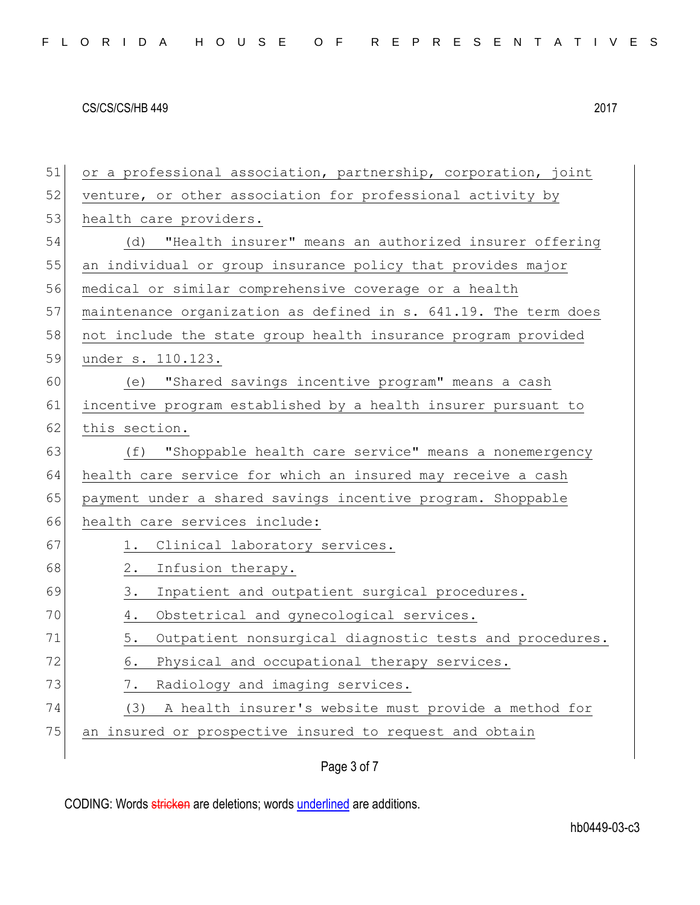or a professional association, partnership, corporation, joint venture, or other association for professional activity by health care providers.

(d) "Health insurer" means an authorized insurer offering an individual or group insurance policy that provides major medical or similar comprehensive coverage or a health maintenance organization as defined in s. 641.19. The term does not include the state group health insurance program provided under s. 110.123.

(e) "Shared savings incentive program" means a cash incentive program established by a health insurer pursuant to this section.

(f) "Shoppable health care service" means a nonemergency health care service for which an insured may receive a cash payment under a shared savings incentive program. Shoppable health care services include:

1. Clinical laboratory services.
2. Infusion therapy.
3. Inpatient and outpatient surgical procedures.
4. Obstetrical and gynecological services.
5. Outpatient nonsurgical diagnostic tests and procedures.
6. Physical and occupational therapy services.
7. Radiology and imaging services.

(3) A health insurer's website must provide a method for an insured or prospective insured to request and obtain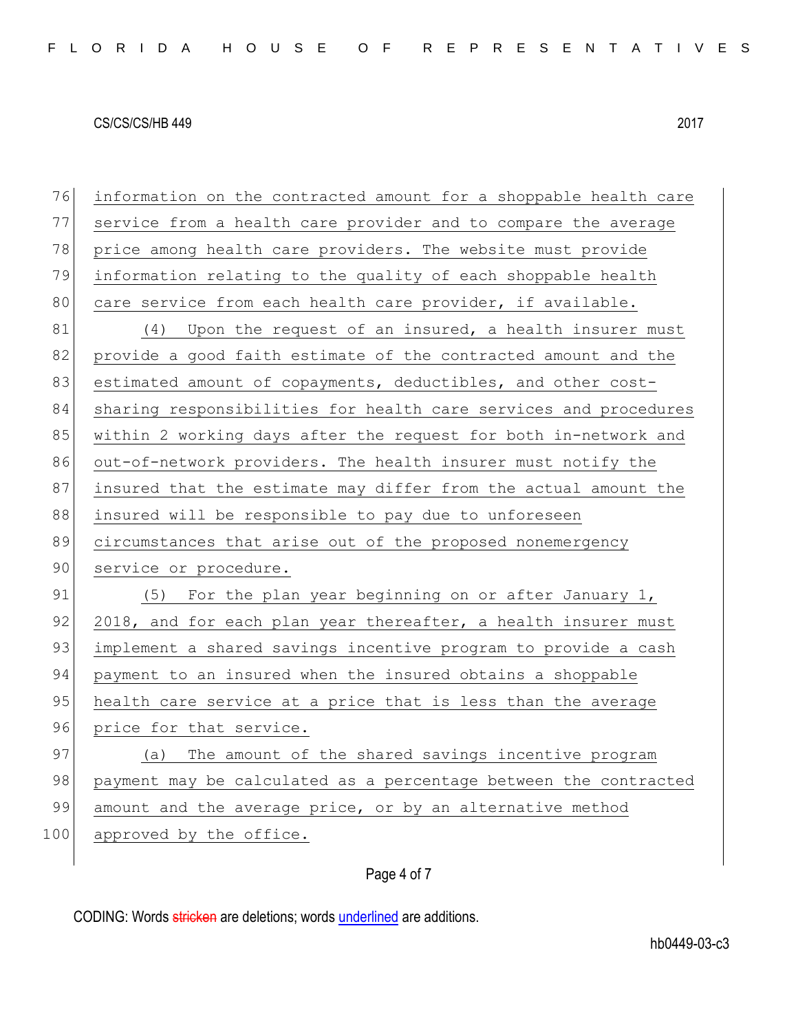information on the contracted amount for a shoppable health care service from a health care provider and to compare the average price among health care providers. The website must provide information relating to the quality of each shoppable health care service from each health care provider, if available.

(4) Upon the request of an insured, a health insurer must provide a good faith estimate of the contracted amount and the estimated amount of copayments, deductibles, and other cost-sharing responsibilities for health care services and procedures within 2 working days after the request for both in-network and out-of-network providers. The health insurer must notify the insured that the estimate may differ from the actual amount the insured will be responsible to pay due to unforeseen circumstances that arise out of the proposed nonemergency service or procedure.

(5) For the plan year beginning on or after January 1, 2018, and for each plan year thereafter, a health insurer must implement a shared savings incentive program to provide a cash payment to an insured when the insured obtains a shoppable health care service at a price that is less than the average price for that service.

(a) The amount of the shared savings incentive program payment may be calculated as a percentage between the contracted amount and the average price, or by an alternative method approved by the office.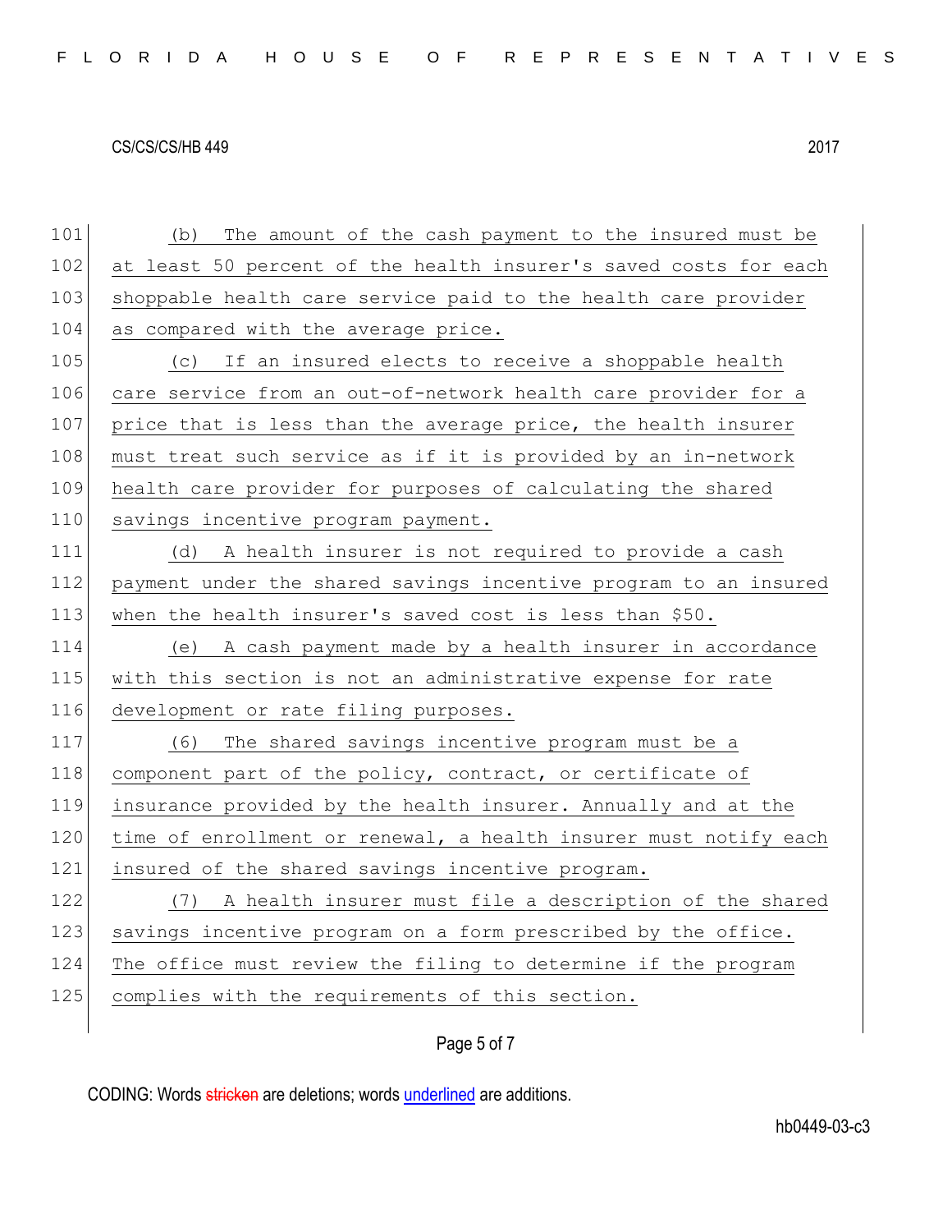(b) The amount of the cash payment to the insured must be at least 50 percent of the health insurer's saved costs for each shoppable health care service paid to the health care provider as compared with the average price.

(c) If an insured elects to receive a shoppable health care service from an out-of-network health care provider for a price that is less than the average price, the health insurer must treat such service as if it is provided by an in-network health care provider for purposes of calculating the shared savings incentive program payment.

(d) A health insurer is not required to provide a cash payment under the shared savings incentive program to an insured when the health insurer's saved cost is less than $50.

(e) A cash payment made by a health insurer in accordance with this section is not an administrative expense for rate development or rate filing purposes.

(6) The shared savings incentive program must be a component part of the policy, contract, or certificate of insurance provided by the health insurer. Annually and at the time of enrollment or renewal, a health insurer must notify each insured of the shared savings incentive program.

(7) A health insurer must file a description of the shared savings incentive program on a form prescribed by the office. The office must review the filing to determine if the program complies with the requirements of this section.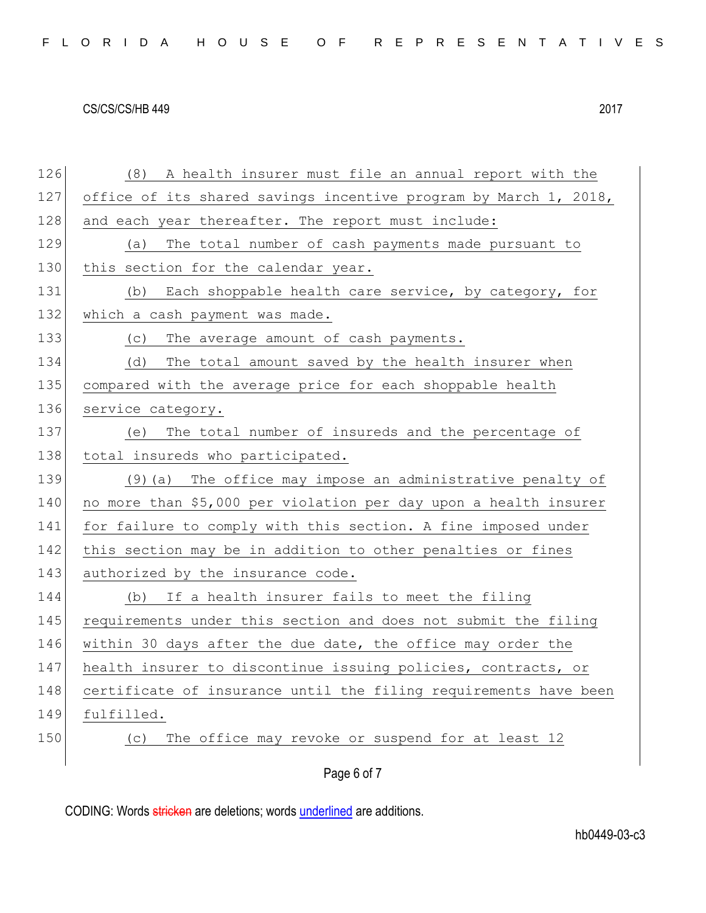(8) A health insurer must file an annual report with the office of its shared savings incentive program by March 1, 2018, and each year thereafter. The report must include:

(a) The total number of cash payments made pursuant to this section for the calendar year.

(b) Each shoppable health care service, by category, for which a cash payment was made.

(c) The average amount of cash payments.

(d) The total amount saved by the health insurer when compared with the average price for each shoppable health service category.

(e) The total number of insureds and the percentage of total insureds who participated.

(9)(a) The office may impose an administrative penalty of no more than $5,000 per violation per day upon a health insurer for failure to comply with this section. A fine imposed under this section may be in addition to other penalties or fines authorized by the insurance code.

(b) If a health insurer fails to meet the filing requirements under this section and does not submit the filing within 30 days after the due date, the office may order the health insurer to discontinue issuing policies, contracts, or certificate of insurance until the filing requirements have been fulfilled.

(c) The office may revoke or suspend for at least 12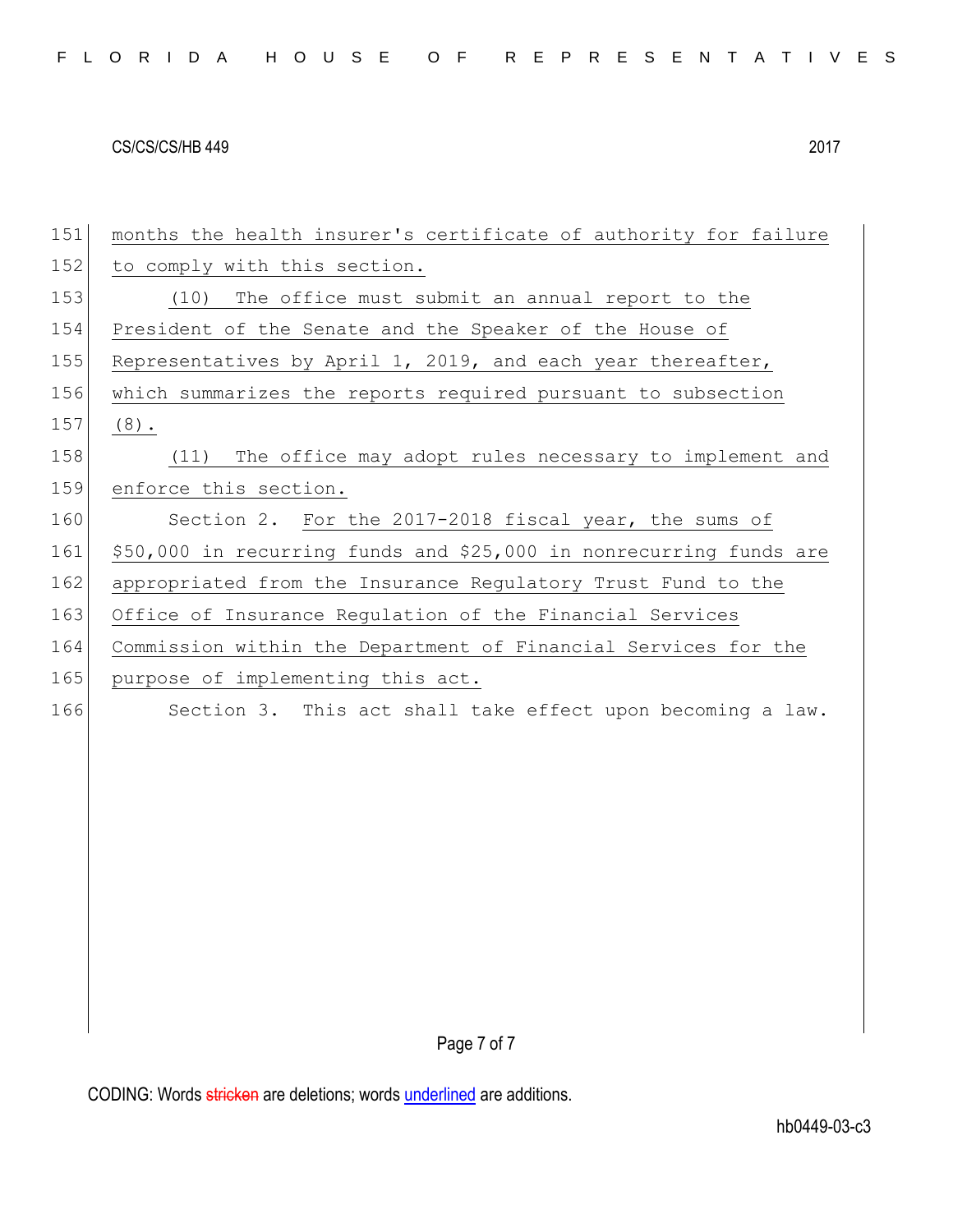151 months the health insurer's certificate of authority for failure
152 to comply with this section.

153 (10) The office must submit an annual report to the
154 President of the Senate and the Speaker of the House of
155 Representatives by April 1, 2019, and each year thereafter,
156 which summarizes the reports required pursuant to subsection
157 (8).

158 (11) The office may adopt rules necessary to implement and
159 enforce this section.

160 Section 2. For the 2017-2018 fiscal year, the sums of
161 $50,000 in recurring funds and $25,000 in nonrecurring funds are
162 appropriated from the Insurance Regulatory Trust Fund to the
163 Office of Insurance Regulation of the Financial Services
164 Commission within the Department of Financial Services for the
165 purpose of implementing this act.

166 Section 3. This act shall take effect upon becoming a law.